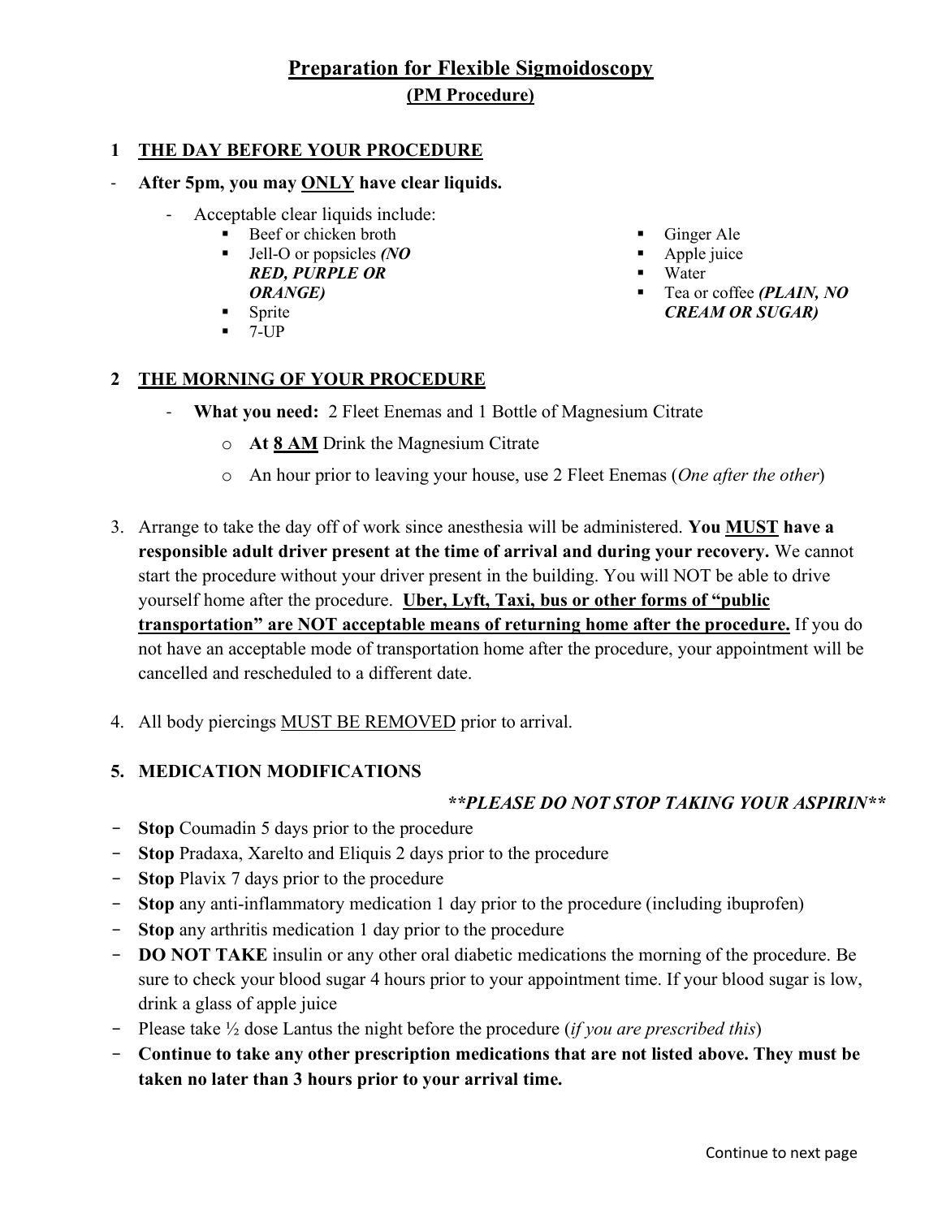# Preparation for Flexible Sigmoidoscopy

## (PM Procedure)

**1 THE DAY BEFORE YOUR PROCEDURE**

- **After 5pm, you may ONLY have clear liquids.**
  - Acceptable clear liquids include:
    - Beef or chicken broth
    - Jell-O or popsicles ***(NO RED, PURPLE OR ORANGE)***
    - Sprite
    - 7-UP
    - Ginger Ale
    - Apple juice
    - Water
    - Tea or coffee ***(PLAIN, NO CREAM OR SUGAR)***

**2 THE MORNING OF YOUR PROCEDURE**

- **What you need:** 2 Fleet Enemas and 1 Bottle of Magnesium Citrate
  - **At 8 AM** Drink the Magnesium Citrate
  - An hour prior to leaving your house, use 2 Fleet Enemas (*One after the other*)

3. Arrange to take the day off of work since anesthesia will be administered. **You MUST have a responsible adult driver present at the time of arrival and during your recovery.** We cannot start the procedure without your driver present in the building. You will NOT be able to drive yourself home after the procedure. **Uber, Lyft, Taxi, bus or other forms of "public transportation" are NOT acceptable means of returning home after the procedure.** If you do not have an acceptable mode of transportation home after the procedure, your appointment will be cancelled and rescheduled to a different date.

4. All body piercings MUST BE REMOVED prior to arrival.

**5. MEDICATION MODIFICATIONS**

***\*\*PLEASE DO NOT STOP TAKING YOUR ASPIRIN\*\****

- **Stop** Coumadin 5 days prior to the procedure
- **Stop** Pradaxa, Xarelto and Eliquis 2 days prior to the procedure
- **Stop** Plavix 7 days prior to the procedure
- **Stop** any anti-inflammatory medication 1 day prior to the procedure (including ibuprofen)
- **Stop** any arthritis medication 1 day prior to the procedure
- **DO NOT TAKE** insulin or any other oral diabetic medications the morning of the procedure. Be sure to check your blood sugar 4 hours prior to your appointment time. If your blood sugar is low, drink a glass of apple juice
- Please take ½ dose Lantus the night before the procedure (*if you are prescribed this*)
- **Continue to take any other prescription medications that are not listed above. They must be taken no later than 3 hours prior to your arrival time.**

Continue to next page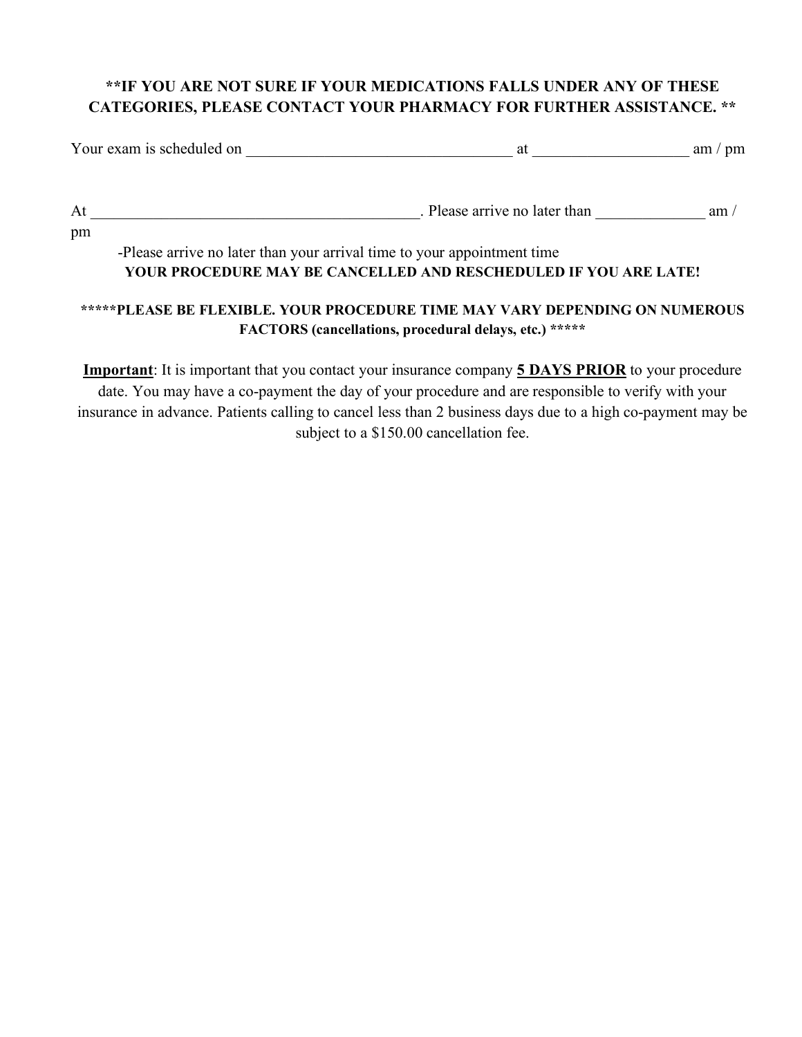**\*\*IF YOU ARE NOT SURE IF YOUR MEDICATIONS FALLS UNDER ANY OF THESE CATEGORIES, PLEASE CONTACT YOUR PHARMACY FOR FURTHER ASSISTANCE. \*\***

Your exam is scheduled on __________________________________ at ____________________ am / pm

At __________________________________________. Please arrive no later than ______________ am / pm

-Please arrive no later than your arrival time to your appointment time

**YOUR PROCEDURE MAY BE CANCELLED AND RESCHEDULED IF YOU ARE LATE!**

**\*\*\*\*\*PLEASE BE FLEXIBLE. YOUR PROCEDURE TIME MAY VARY DEPENDING ON NUMEROUS FACTORS (cancellations, procedural delays, etc.) \*\*\*\*\***

**Important**: It is important that you contact your insurance company **5 DAYS PRIOR** to your procedure date. You may have a co-payment the day of your procedure and are responsible to verify with your insurance in advance. Patients calling to cancel less than 2 business days due to a high co-payment may be subject to a $150.00 cancellation fee.